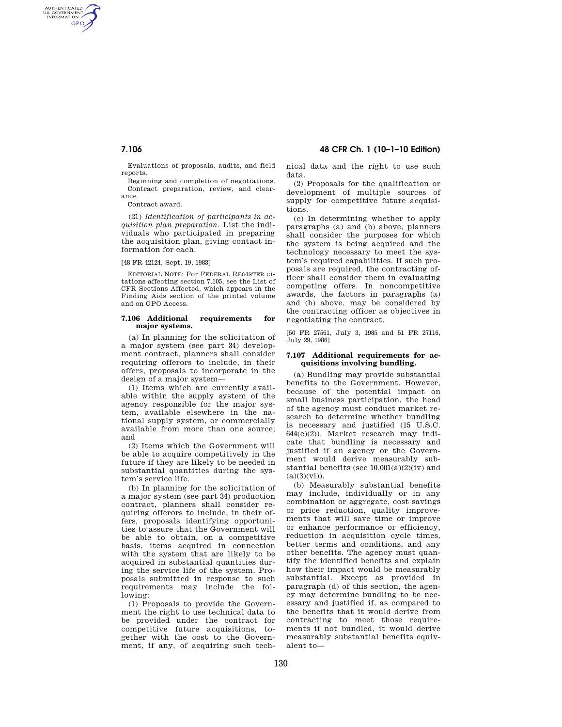Evaluations of proposals, audits, and field reports.

Beginning and completion of negotiations.

Contract preparation, review, and clearance.

Contract award.

(21) *Identification of participants in acquisition plan preparation.* List the individuals who participated in preparing the acquisition plan, giving contact information for each.

[48 FR 42124, Sept. 19, 1983]

EDITORIAL NOTE: For FEDERAL REGISTER citations affecting section 7.105, see the List of CFR Sections Affected, which appears in the Finding Aids section of the printed volume and on GPO Access.

### 7.106 Additional requirements for major systems.

(a) In planning for the solicitation of a major system (see part 34) development contract, planners shall consider requiring offerors to include, in their offers, proposals to incorporate in the design of a major system—

(1) Items which are currently available within the supply system of the agency responsible for the major system, available elsewhere in the national supply system, or commercially available from more than one source; and

(2) Items which the Government will be able to acquire competitively in the future if they are likely to be needed in substantial quantities during the system's service life.

(b) In planning for the solicitation of a major system (see part 34) production contract, planners shall consider requiring offerors to include, in their offers, proposals identifying opportunities to assure that the Government will be able to obtain, on a competitive basis, items acquired in connection with the system that are likely to be acquired in substantial quantities during the service life of the system. Proposals submitted in response to such requirements may include the following:

(1) Proposals to provide the Government the right to use technical data to be provided under the contract for competitive future acquisitions, together with the cost to the Government, if any, of acquiring such technical data and the right to use such data.

(2) Proposals for the qualification or development of multiple sources of supply for competitive future acquisitions.

(c) In determining whether to apply paragraphs (a) and (b) above, planners shall consider the purposes for which the system is being acquired and the technology necessary to meet the system's required capabilities. If such proposals are required, the contracting officer shall consider them in evaluating competing offers. In noncompetitive awards, the factors in paragraphs (a) and (b) above, may be considered by the contracting officer as objectives in negotiating the contract.

[50 FR 27561, July 3, 1985 and 51 FR 27116, July 29, 1986]

### 7.107 Additional requirements for acquisitions involving bundling.

(a) Bundling may provide substantial benefits to the Government. However, because of the potential impact on small business participation, the head of the agency must conduct market research to determine whether bundling is necessary and justified (15 U.S.C. 644(e)(2)). Market research may indicate that bundling is necessary and justified if an agency or the Government would derive measurably substantial benefits (see 10.001(a)(2)(iv) and (a)(3)(vi)).

(b) Measurably substantial benefits may include, individually or in any combination or aggregate, cost savings or price reduction, quality improvements that will save time or improve or enhance performance or efficiency, reduction in acquisition cycle times, better terms and conditions, and any other benefits. The agency must quantify the identified benefits and explain how their impact would be measurably substantial. Except as provided in paragraph (d) of this section, the agency may determine bundling to be necessary and justified if, as compared to the benefits that it would derive from contracting to meet those requirements if not bundled, it would derive measurably substantial benefits equivalent to—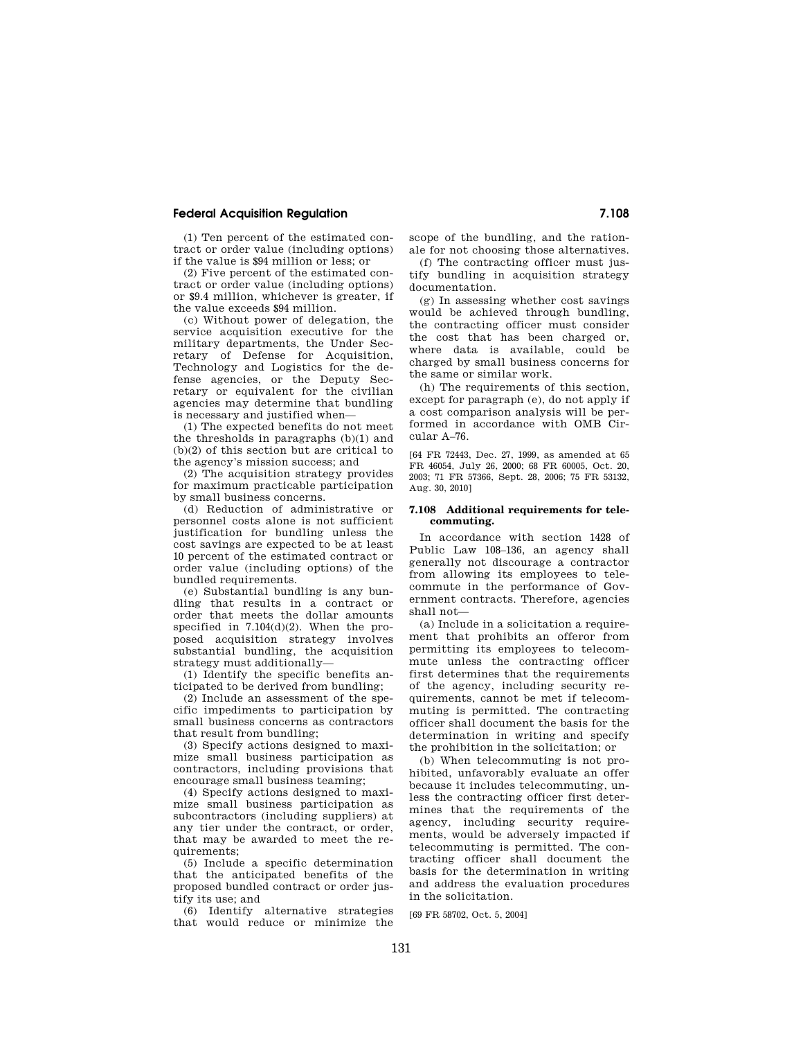(1) Ten percent of the estimated contract or order value (including options) if the value is $94 million or less; or

(2) Five percent of the estimated contract or order value (including options) or $9.4 million, whichever is greater, if the value exceeds $94 million.

(c) Without power of delegation, the service acquisition executive for the military departments, the Under Secretary of Defense for Acquisition, Technology and Logistics for the defense agencies, or the Deputy Secretary or equivalent for the civilian agencies may determine that bundling is necessary and justified when—

(1) The expected benefits do not meet the thresholds in paragraphs (b)(1) and (b)(2) of this section but are critical to the agency's mission success; and

(2) The acquisition strategy provides for maximum practicable participation by small business concerns.

(d) Reduction of administrative or personnel costs alone is not sufficient justification for bundling unless the cost savings are expected to be at least 10 percent of the estimated contract or order value (including options) of the bundled requirements.

(e) Substantial bundling is any bundling that results in a contract or order that meets the dollar amounts specified in 7.104(d)(2). When the proposed acquisition strategy involves substantial bundling, the acquisition strategy must additionally—

(1) Identify the specific benefits anticipated to be derived from bundling;

(2) Include an assessment of the specific impediments to participation by small business concerns as contractors that result from bundling;

(3) Specify actions designed to maximize small business participation as contractors, including provisions that encourage small business teaming;

(4) Specify actions designed to maximize small business participation as subcontractors (including suppliers) at any tier under the contract, or order, that may be awarded to meet the requirements;

(5) Include a specific determination that the anticipated benefits of the proposed bundled contract or order justify its use; and

(6) Identify alternative strategies that would reduce or minimize the scope of the bundling, and the rationale for not choosing those alternatives.

(f) The contracting officer must justify bundling in acquisition strategy documentation.

(g) In assessing whether cost savings would be achieved through bundling, the contracting officer must consider the cost that has been charged or, where data is available, could be charged by small business concerns for the same or similar work.

(h) The requirements of this section, except for paragraph (e), do not apply if a cost comparison analysis will be performed in accordance with OMB Circular A–76.

[64 FR 72443, Dec. 27, 1999, as amended at 65 FR 46054, July 26, 2000; 68 FR 60005, Oct. 20, 2003; 71 FR 57366, Sept. 28, 2006; 75 FR 53132, Aug. 30, 2010]

### 7.108 Additional requirements for telecommuting.

In accordance with section 1428 of Public Law 108–136, an agency shall generally not discourage a contractor from allowing its employees to telecommute in the performance of Government contracts. Therefore, agencies shall not—

(a) Include in a solicitation a requirement that prohibits an offeror from permitting its employees to telecommute unless the contracting officer first determines that the requirements of the agency, including security requirements, cannot be met if telecommuting is permitted. The contracting officer shall document the basis for the determination in writing and specify the prohibition in the solicitation; or

(b) When telecommuting is not prohibited, unfavorably evaluate an offer because it includes telecommuting, unless the contracting officer first determines that the requirements of the agency, including security requirements, would be adversely impacted if telecommuting is permitted. The contracting officer shall document the basis for the determination in writing and address the evaluation procedures in the solicitation.

[69 FR 58702, Oct. 5, 2004]